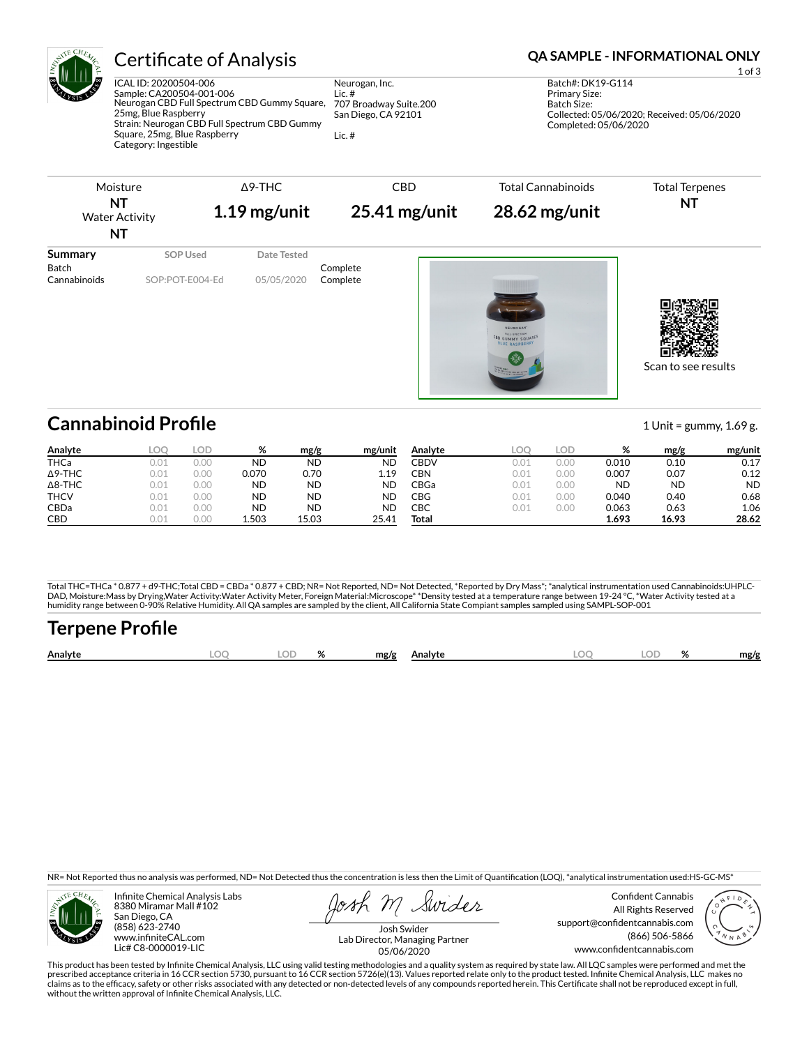# Certificate of Analysis

**QA SAMPLE - INFORMATIONAL ONLY**

ICAL ID: 20200504-006
Sample: CA200504-001-006
Neurogan CBD Full Spectrum CBD Gummy Square, 25mg, Blue Raspberry
Strain: Neurogan CBD Full Spectrum CBD Gummy Square, 25mg, Blue Raspberry
Category: Ingestible

Neurogan, Inc.
Lic. #
707 Broadway Suite.200
San Diego, CA 92101

Lic. #

Batch#: DK19-G114
Primary Size:
Batch Size:
Collected: 05/06/2020; Received: 05/06/2020
Completed: 05/06/2020

| Moisture | Δ9-THC | CBD | Total Cannabinoids | Total Terpenes |
|---|---|---|---|---|
| NT | 1.19 mg/unit | 25.41 mg/unit | 28.62 mg/unit | NT |
| Water Activity NT | | | | |

**Summary**

| | SOP Used | Date Tested | |
|---|---|---|---|
| Batch | | | Complete |
| Cannabinoids | SOP:POT-E004-Ed | 05/05/2020 | Complete |

Scan to see results

## Cannabinoid Profile

1 Unit = gummy, 1.69 g.

| Analyte | LOQ | LOD | % | mg/g | mg/unit |
|---|---|---|---|---|---|
| THCa | 0.01 | 0.00 | ND | ND | ND |
| Δ9-THC | 0.01 | 0.00 | 0.070 | 0.70 | 1.19 |
| Δ8-THC | 0.01 | 0.00 | ND | ND | ND |
| THCV | 0.01 | 0.00 | ND | ND | ND |
| CBDa | 0.01 | 0.00 | ND | ND | ND |
| CBD | 0.01 | 0.00 | 1.503 | 15.03 | 25.41 |
| CBDV | 0.01 | 0.00 | 0.010 | 0.10 | 0.17 |
| CBN | 0.01 | 0.00 | 0.007 | 0.07 | 0.12 |
| CBGa | 0.01 | 0.00 | ND | ND | ND |
| CBG | 0.01 | 0.00 | 0.040 | 0.40 | 0.68 |
| CBC | 0.01 | 0.00 | 0.063 | 0.63 | 1.06 |
| **Total** | | | **1.693** | **16.93** | **28.62** |

Total THC=THCa * 0.877 + d9-THC;Total CBD = CBDa * 0.877 + CBD; NR= Not Reported, ND= Not Detected, *Reported by Dry Mass*; *analytical instrumentation used Cannabinoids:UHPLC-DAD, Moisture:Mass by Drying,Water Activity:Water Activity Meter, Foreign Material:Microscope* *Density tested at a temperature range between 19-24 °C, *Water Activity tested at a humidity range between 0-90% Relative Humidity. All QA samples are sampled by the client, All California State Compiant samples sampled using SAMPL-SOP-001

## Terpene Profile

| Analyte | LOQ | LOD | % | mg/g | Analyte | LOQ | LOD | % | mg/g |
|---|---|---|---|---|---|---|---|---|---|

NR= Not Reported thus no analysis was performed, ND= Not Detected thus the concentration is less then the Limit of Quantification (LOQ), *analytical instrumentation used:HS-GC-MS*

Infinite Chemical Analysis Labs
8380 Miramar Mall #102
San Diego, CA
(858) 623-2740
www.infiniteCAL.com
Lic# C8-0000019-LIC

Josh Swider
Lab Director, Managing Partner
05/06/2020

Confident Cannabis
All Rights Reserved
support@confidentcannabis.com
(866) 506-5866
www.confidentcannabis.com

This product has been tested by Infinite Chemical Analysis, LLC using valid testing methodologies and a quality system as required by state law. All LQC samples were performed and met the prescribed acceptance criteria in 16 CCR section 5730, pursuant to 16 CCR section 5726(e)(13). Values reported relate only to the product tested. Infinite Chemical Analysis, LLC makes no claims as to the efficacy, safety or other risks associated with any detected or non-detected levels of any compounds reported herein. This Certificate shall not be reproduced except in full, without the written approval of Infinite Chemical Analysis, LLC.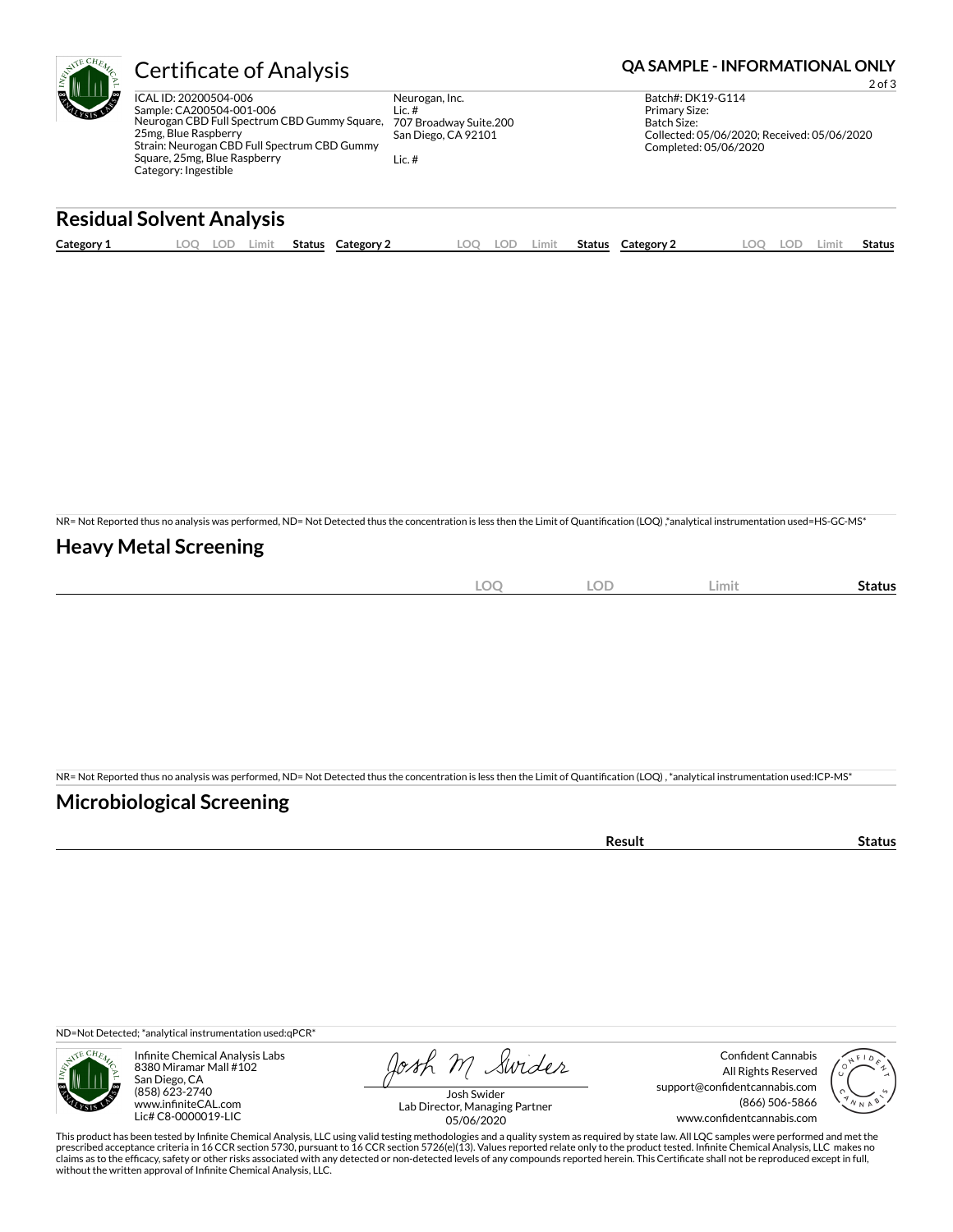# Certificate of Analysis

**QA SAMPLE - INFORMATIONAL ONLY**

ICAL ID: 20200504-006
Sample: CA200504-001-006
Neurogan CBD Full Spectrum CBD Gummy Square, 25mg, Blue Raspberry
Strain: Neurogan CBD Full Spectrum CBD Gummy Square, 25mg, Blue Raspberry
Category: Ingestible

Neurogan, Inc.
Lic. #
707 Broadway Suite.200
San Diego, CA 92101

Lic. #

Batch#: DK19-G114
Primary Size:
Batch Size:
Collected: 05/06/2020; Received: 05/06/2020
Completed: 05/06/2020

## Residual Solvent Analysis

| Category 1 | LOQ | LOD | Limit | Status | Category 2 | LOQ | LOD | Limit | Status | Category 2 | LOQ | LOD | Limit | Status |
|---|---|---|---|---|---|---|---|---|---|---|---|---|---|---|

NR= Not Reported thus no analysis was performed, ND= Not Detected thus the concentration is less then the Limit of Quantification (LOQ) ,*analytical instrumentation used=HS-GC-MS*

## Heavy Metal Screening

| | LOQ | LOD | Limit | Status |
|---|---|---|---|---|

NR= Not Reported thus no analysis was performed, ND= Not Detected thus the concentration is less then the Limit of Quantification (LOQ) , *analytical instrumentation used:ICP-MS*

## Microbiological Screening

| | Result | Status |
|---|---|---|

ND=Not Detected; *analytical instrumentation used:qPCR*

Infinite Chemical Analysis Labs
8380 Miramar Mall #102
San Diego, CA
(858) 623-2740
www.infiniteCAL.com
Lic# C8-0000019-LIC

Josh Swider
Lab Director, Managing Partner
05/06/2020

Confident Cannabis
All Rights Reserved
support@confidentcannabis.com
(866) 506-5866
www.confidentcannabis.com

This product has been tested by Infinite Chemical Analysis, LLC using valid testing methodologies and a quality system as required by state law. All LQC samples were performed and met the prescribed acceptance criteria in 16 CCR section 5730, pursuant to 16 CCR section 5726(e)(13). Values reported relate only to the product tested. Infinite Chemical Analysis, LLC makes no claims as to the efficacy, safety or other risks associated with any detected or non-detected levels of any compounds reported herein. This Certificate shall not be reproduced except in full, without the written approval of Infinite Chemical Analysis, LLC.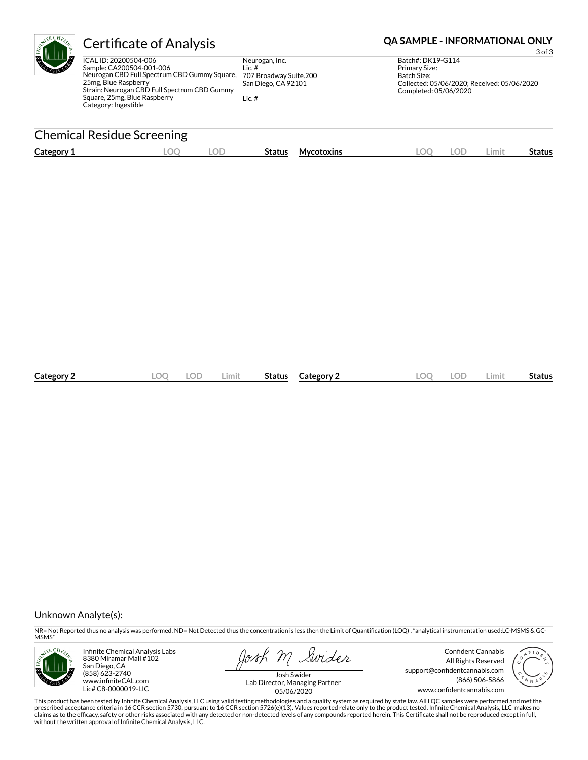# Certificate of Analysis

**QA SAMPLE - INFORMATIONAL ONLY**

ICAL ID: 20200504-006
Sample: CA200504-001-006
Neurogan CBD Full Spectrum CBD Gummy Square, 25mg, Blue Raspberry
Strain: Neurogan CBD Full Spectrum CBD Gummy Square, 25mg, Blue Raspberry
Category: Ingestible

Neurogan, Inc.
Lic. #
707 Broadway Suite.200
San Diego, CA 92101

Lic. #

Batch#: DK19-G114
Primary Size:
Batch Size:
Collected: 05/06/2020; Received: 05/06/2020
Completed: 05/06/2020

## Chemical Residue Screening

| Category 1 | LOQ | LOD | Status |
|---|---|---|---|

| Mycotoxins | LOQ | LOD | Limit | Status |
|---|---|---|---|---|

| Category 2 | LOQ | LOD | Limit | Status |
|---|---|---|---|---|

| Category 2 | LOQ | LOD | Limit | Status |
|---|---|---|---|---|

Unknown Analyte(s):

NR= Not Reported thus no analysis was performed, ND= Not Detected thus the concentration is less then the Limit of Quantification (LOQ) , *analytical instrumentation used:LC-MSMS & GC-MSMS*

Infinite Chemical Analysis Labs
8380 Miramar Mall #102
San Diego, CA
(858) 623-2740
www.infiniteCAL.com
Lic# C8-0000019-LIC

Josh Swider
Lab Director, Managing Partner
05/06/2020

Confident Cannabis
All Rights Reserved
support@confidentcannabis.com
(866) 506-5866
www.confidentcannabis.com

This product has been tested by Infinite Chemical Analysis, LLC using valid testing methodologies and a quality system as required by state law. All LQC samples were performed and met the prescribed acceptance criteria in 16 CCR section 5730, pursuant to 16 CCR section 5726(e)(13). Values reported relate only to the product tested. Infinite Chemical Analysis, LLC makes no claims as to the efficacy, safety or other risks associated with any detected or non-detected levels of any compounds reported herein. This Certificate shall not be reproduced except in full, without the written approval of Infinite Chemical Analysis, LLC.